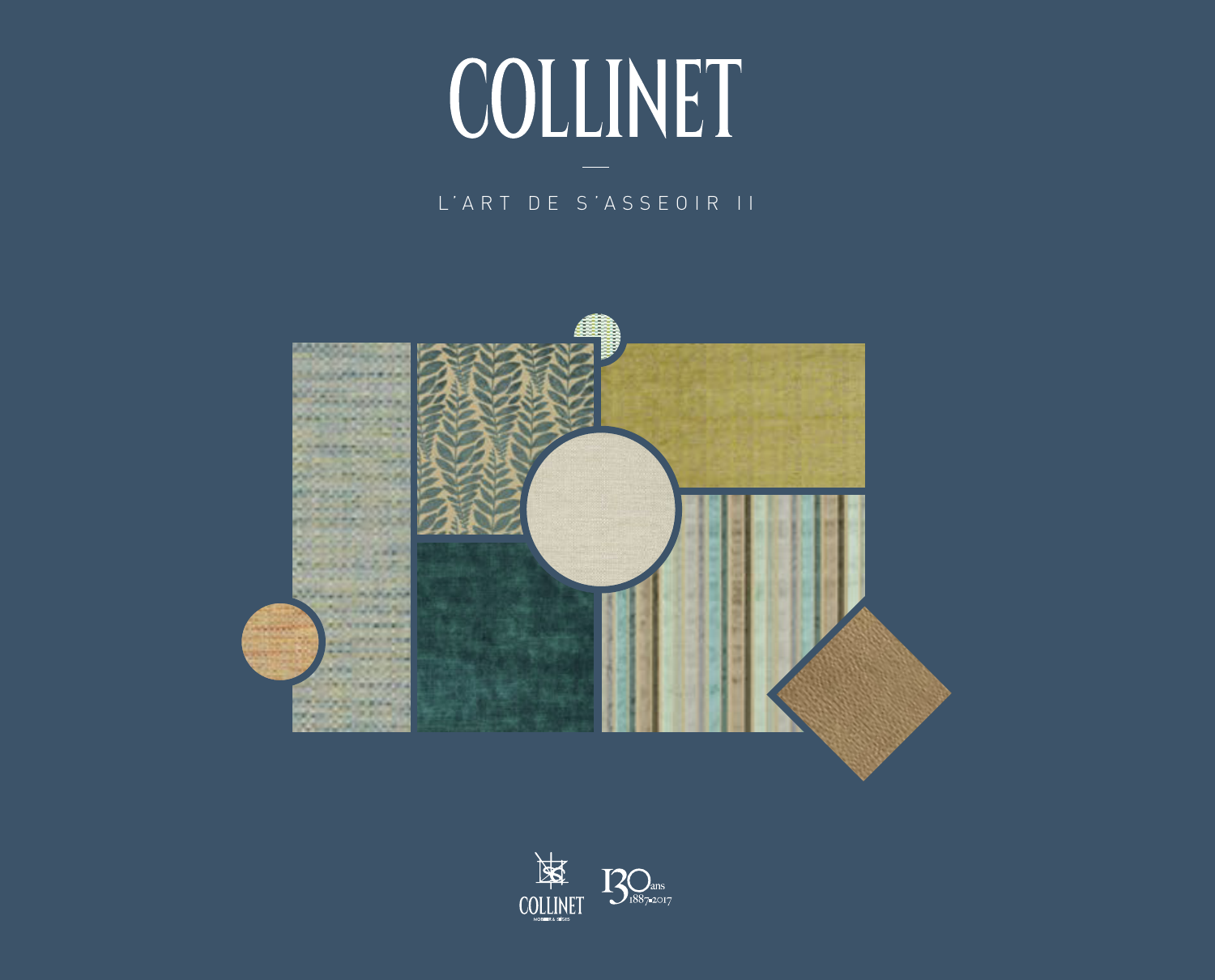# COLLINET

L'ART DE S'ASSEOIR II

COLLINET

130 ans 1887-2017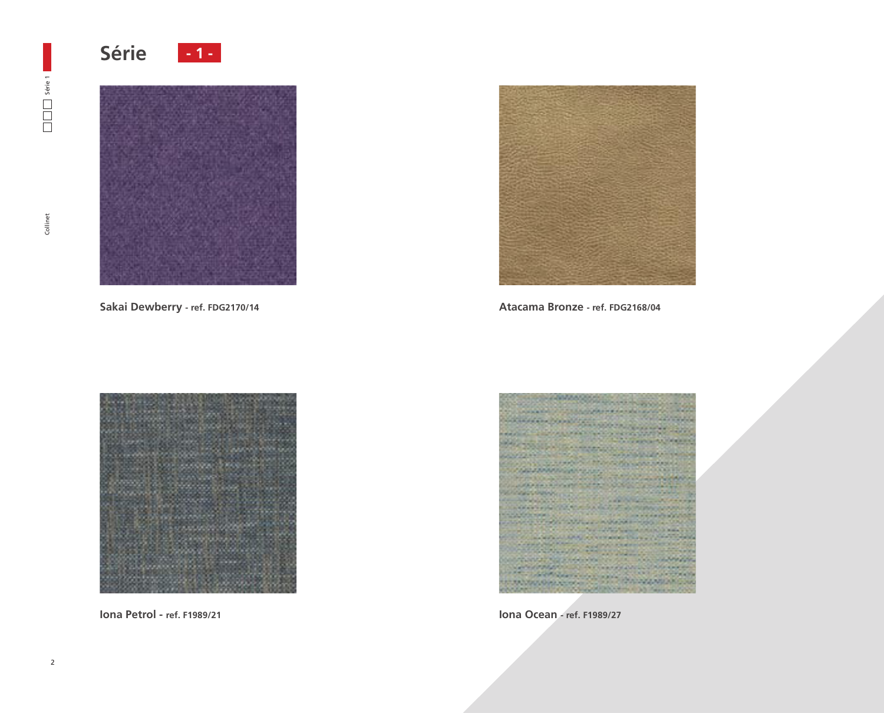# Série - 1 -

**Sakai Dewberry** - ref. FDG2170/14

**Atacama Bronze** - ref. FDG2168/04

**Iona Petrol** - ref. F1989/21

**Iona Ocean** - ref. F1989/27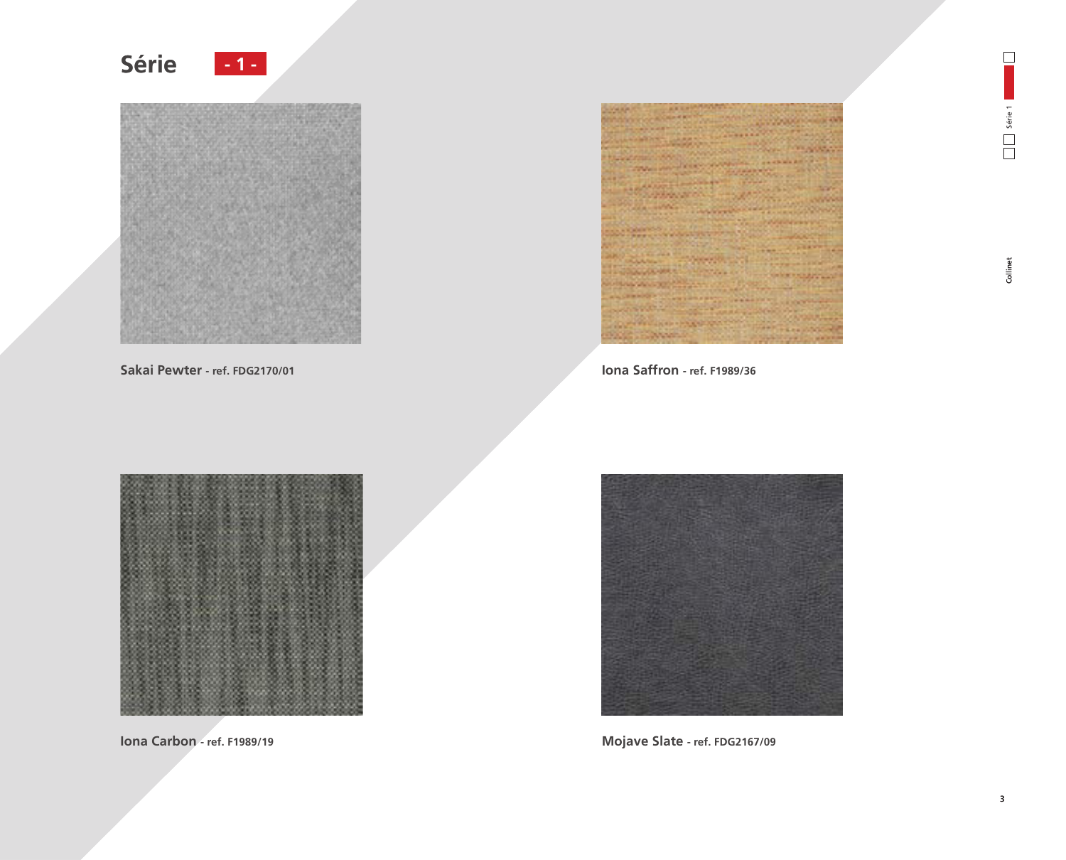# Série - 1 -

**Sakai Pewter** - **ref. FDG2170/01**

**Iona Saffron** - **ref. F1989/36**

**Iona Carbon** - **ref. F1989/19**

**Mojave Slate** - **ref. FDG2167/09**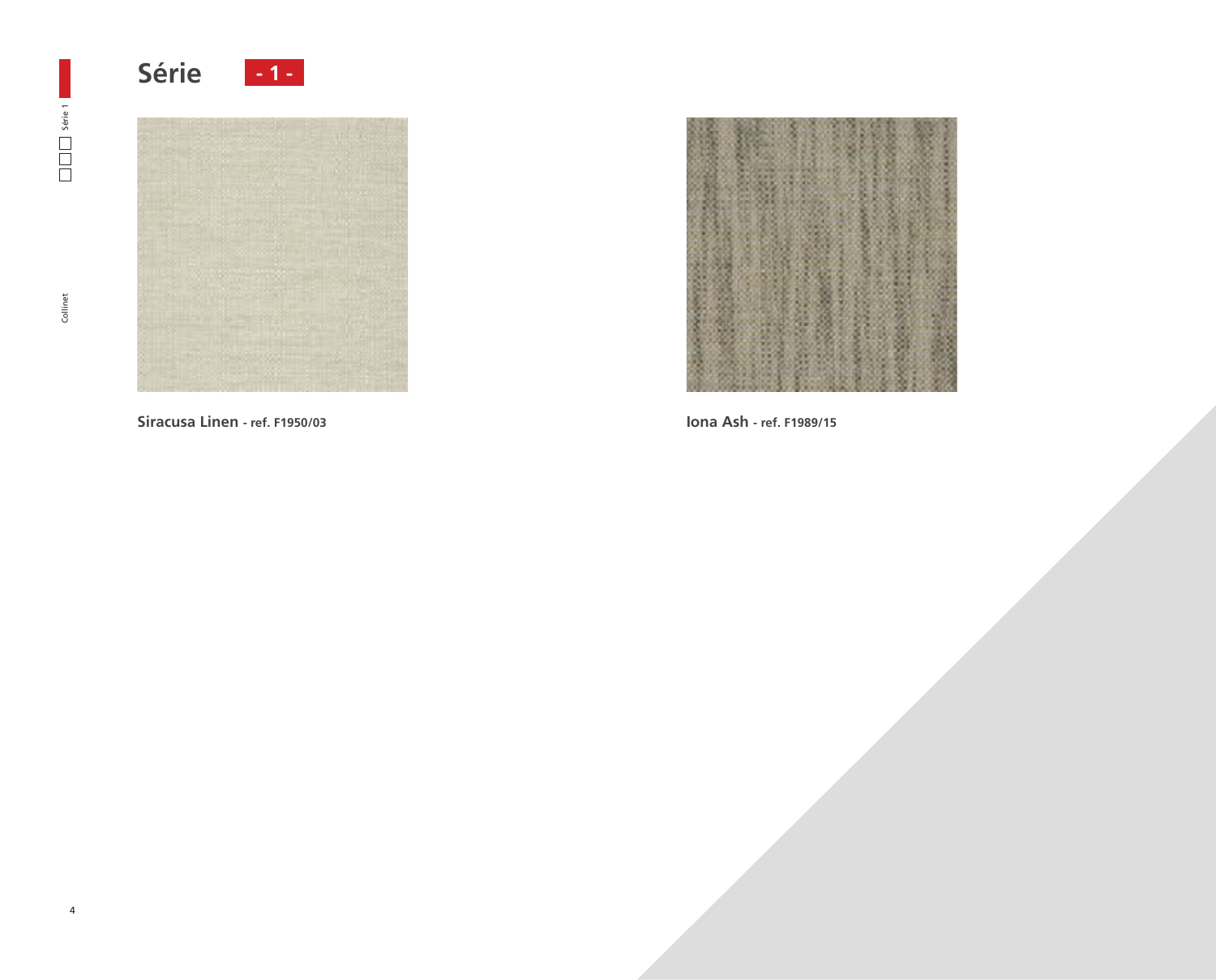# Série - 1 -

**Siracusa Linen** - ref. F1950/03

**Iona Ash** - ref. F1989/15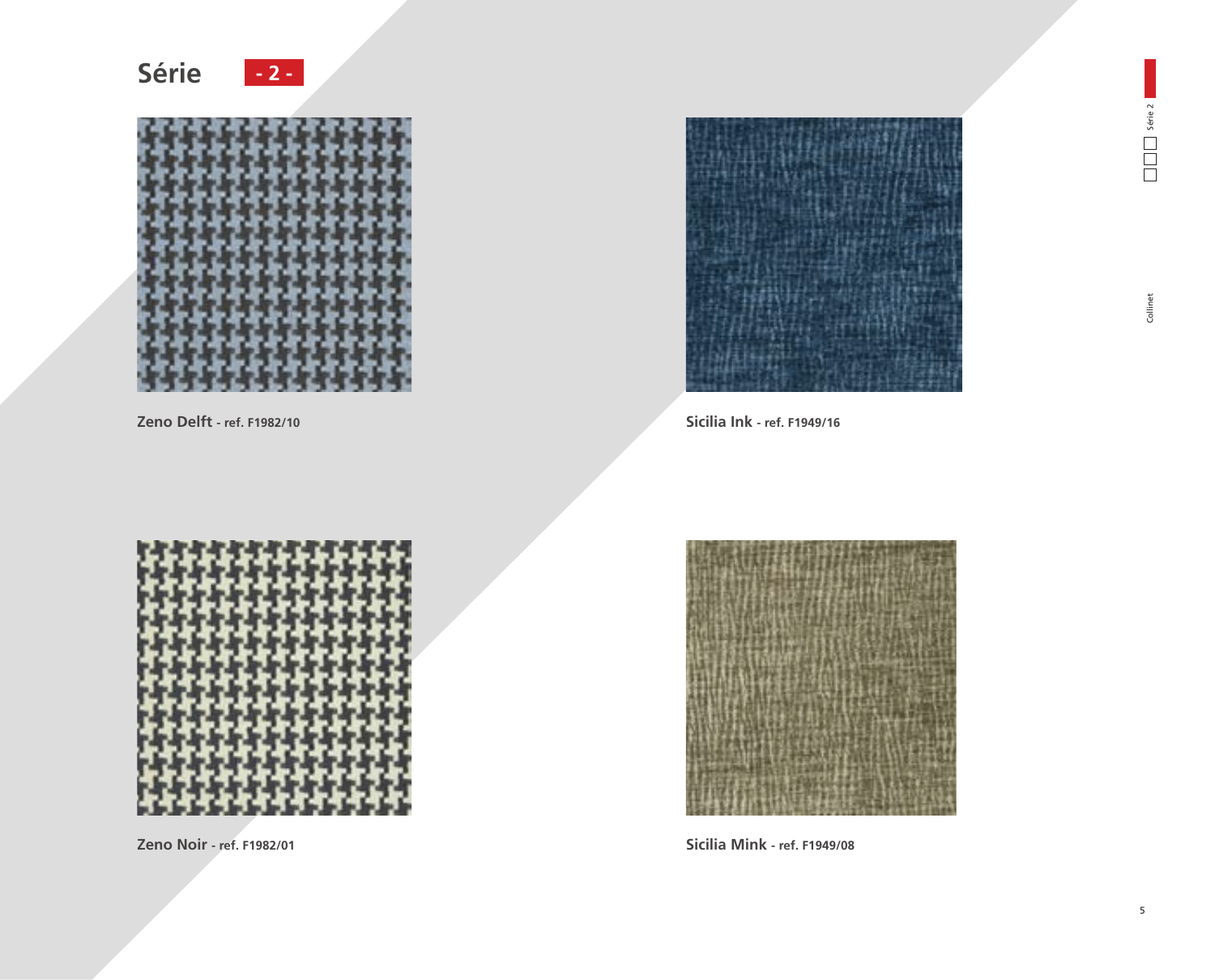# Série - 2 -

**Zeno Delft** - **ref. F1982/10**

**Sicilia Ink** - **ref. F1949/16**

**Zeno Noir** - **ref. F1982/01**

**Sicilia Mink** - **ref. F1949/08**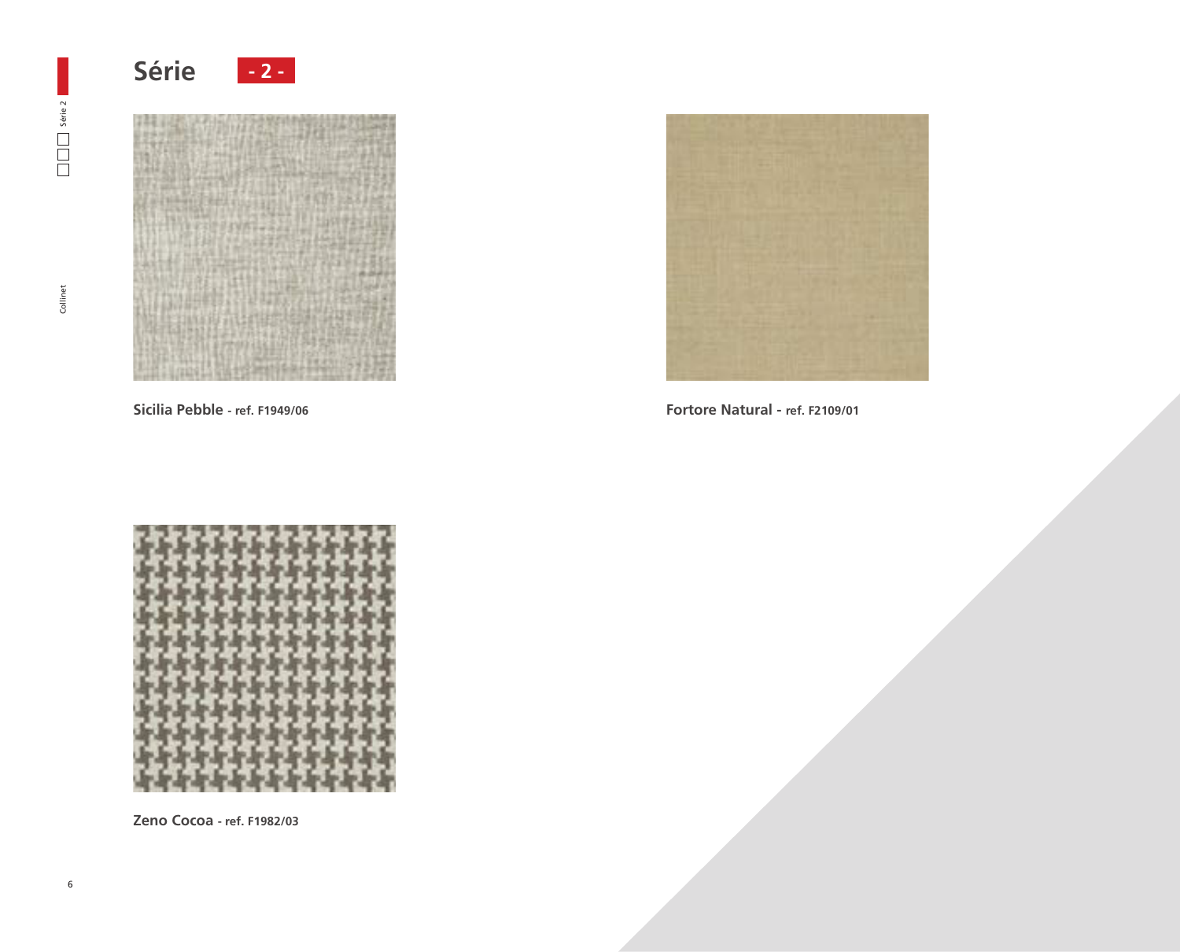# Série - 2 -

**Sicilia Pebble** - ref. F1949/06

**Fortore Natural** - ref. F2109/01

**Zeno Cocoa** - ref. F1982/03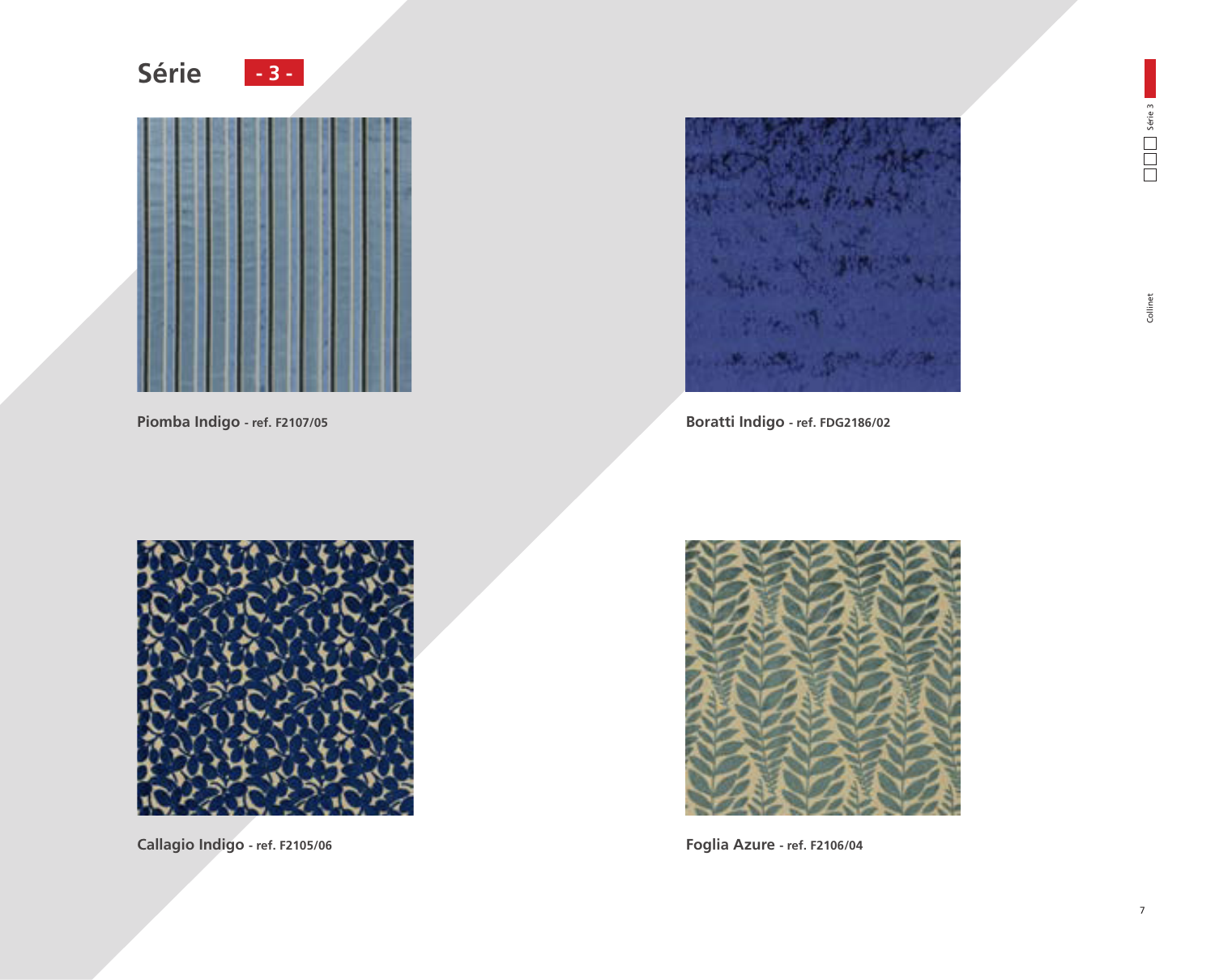# Série - 3 -

**Piomba Indigo** - ref. F2107/05

**Boratti Indigo** - ref. FDG2186/02

**Callagio Indigo** - ref. F2105/06

**Foglia Azure** - ref. F2106/04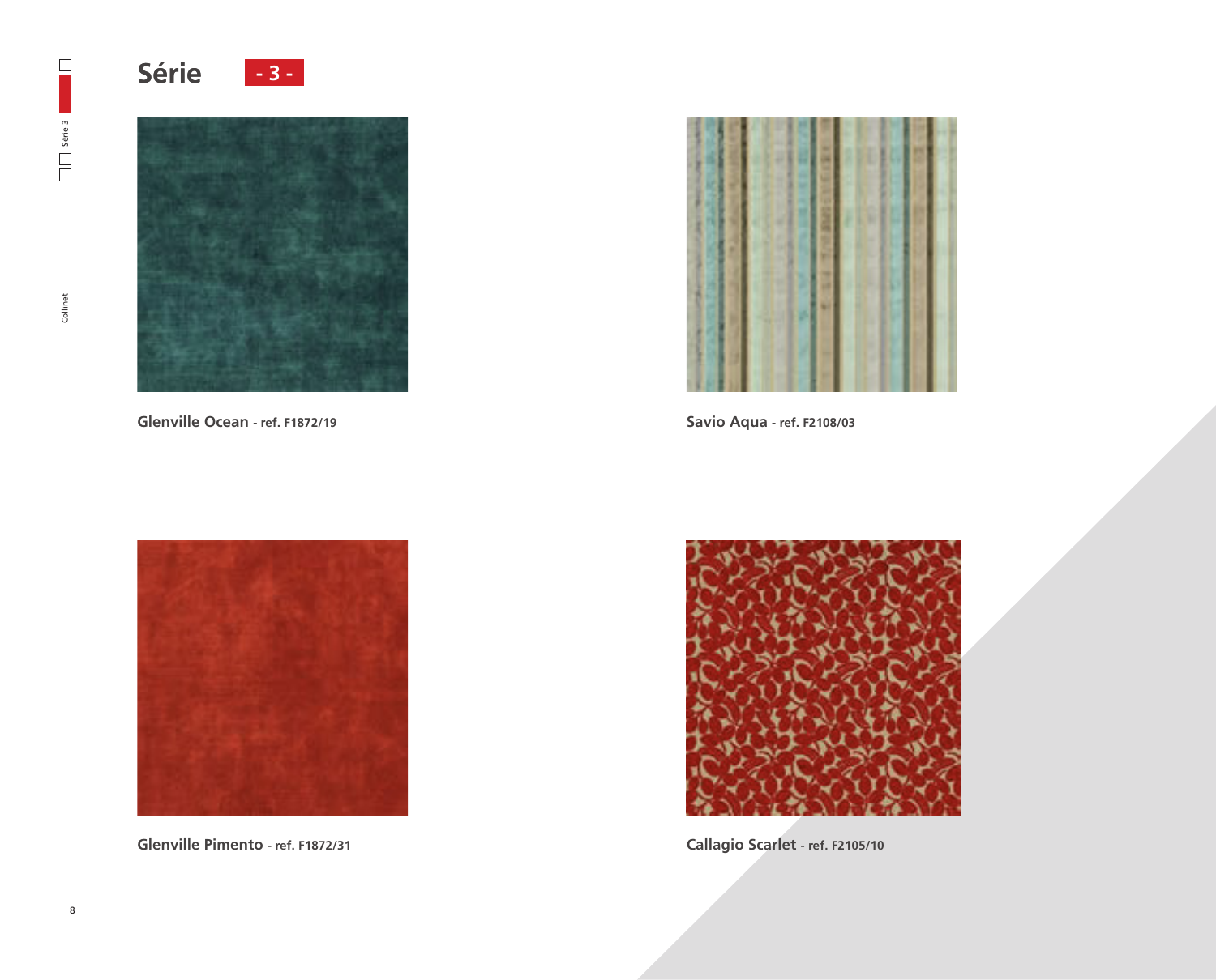# Série - 3 -

**Glenville Ocean** - ref. F1872/19

**Savio Aqua** - ref. F2108/03

**Glenville Pimento** - ref. F1872/31

**Callagio Scarlet** - ref. F2105/10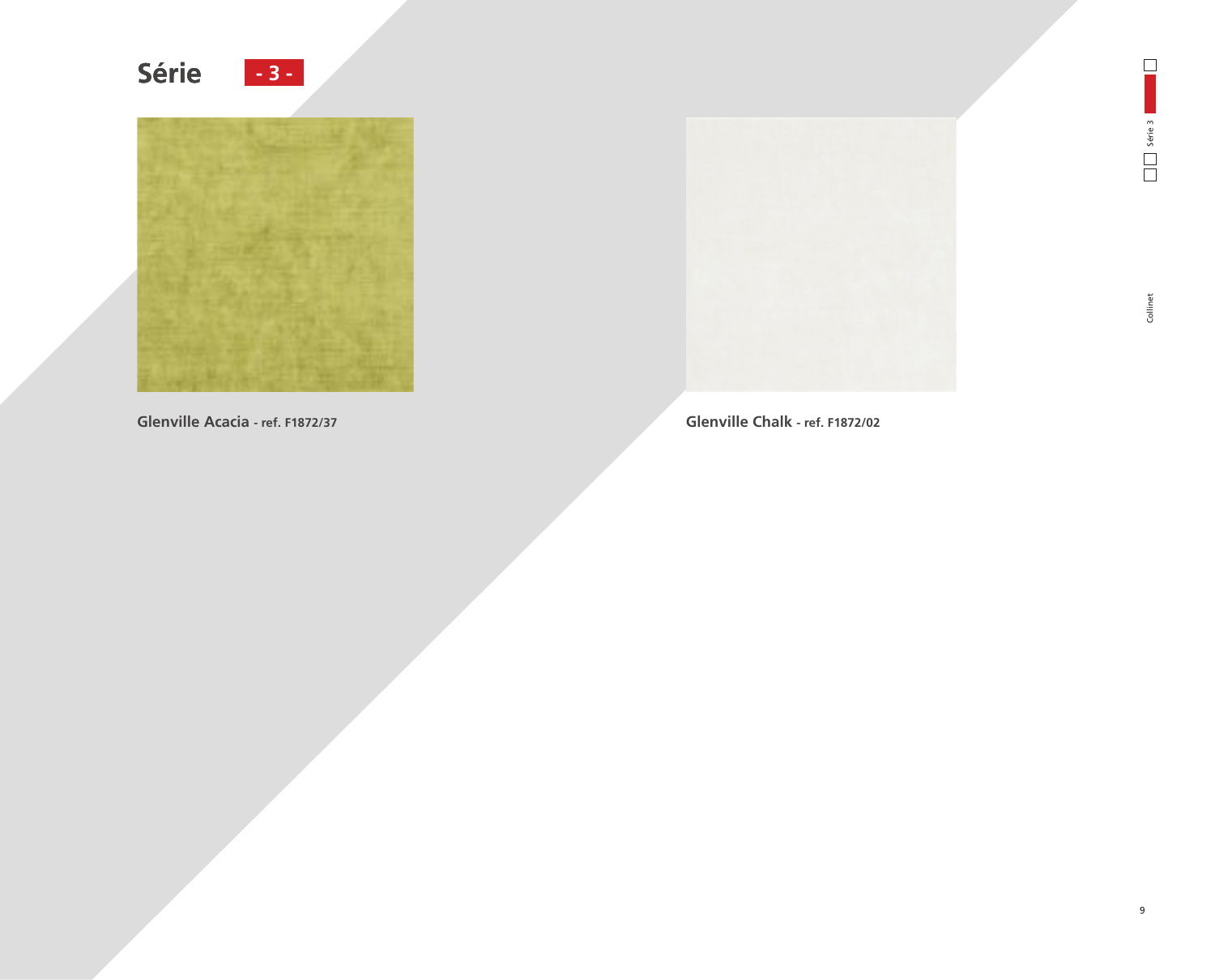# Série - 3 -

**Glenville Acacia** - ref. F1872/37

**Glenville Chalk** - ref. F1872/02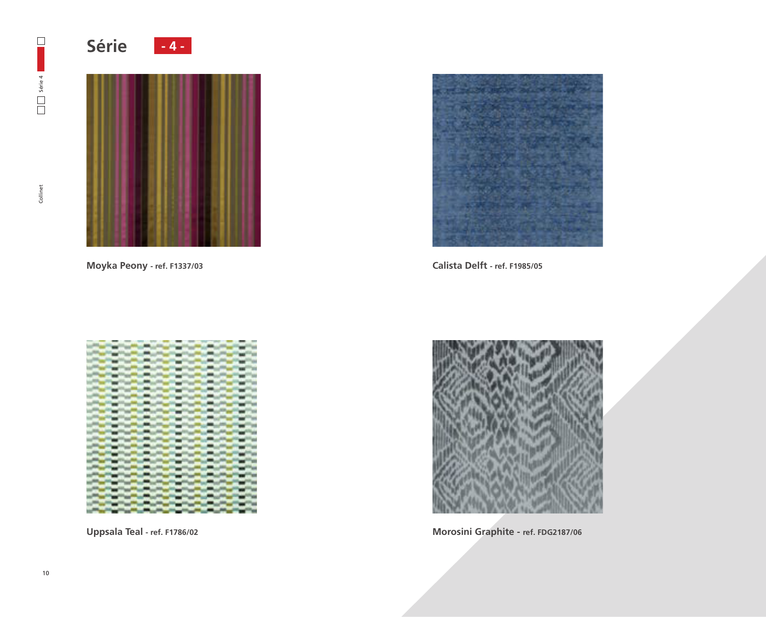# Série - 4 -

**Moyka Peony** - ref. F1337/03

**Calista Delft** - ref. F1985/05

**Uppsala Teal** - ref. F1786/02

**Morosini Graphite** - ref. FDG2187/06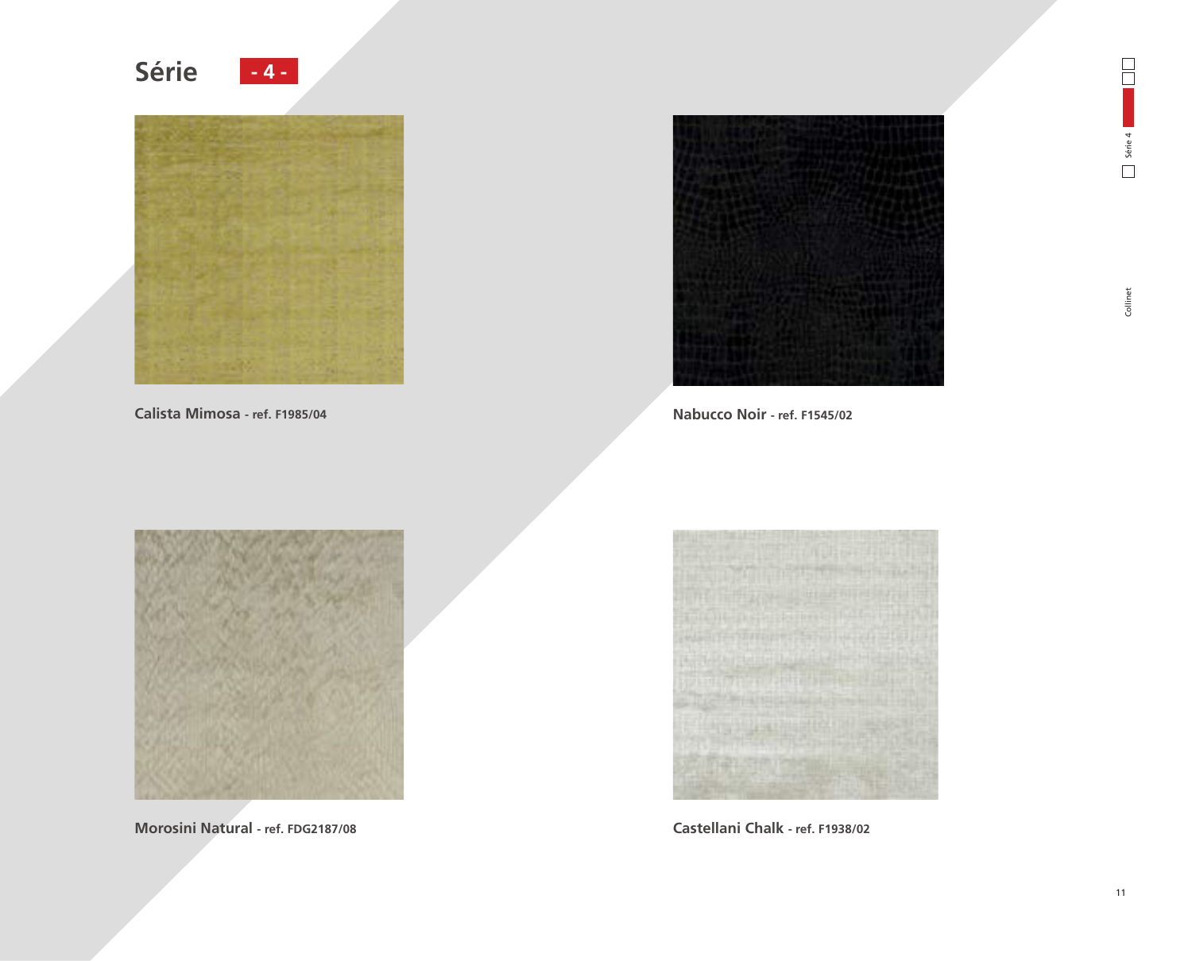# Série - 4 -

**Calista Mimosa** - **ref. F1985/04**

**Nabucco Noir** - **ref. F1545/02**

**Morosini Natural** - **ref. FDG2187/08**

**Castellani Chalk** - **ref. F1938/02**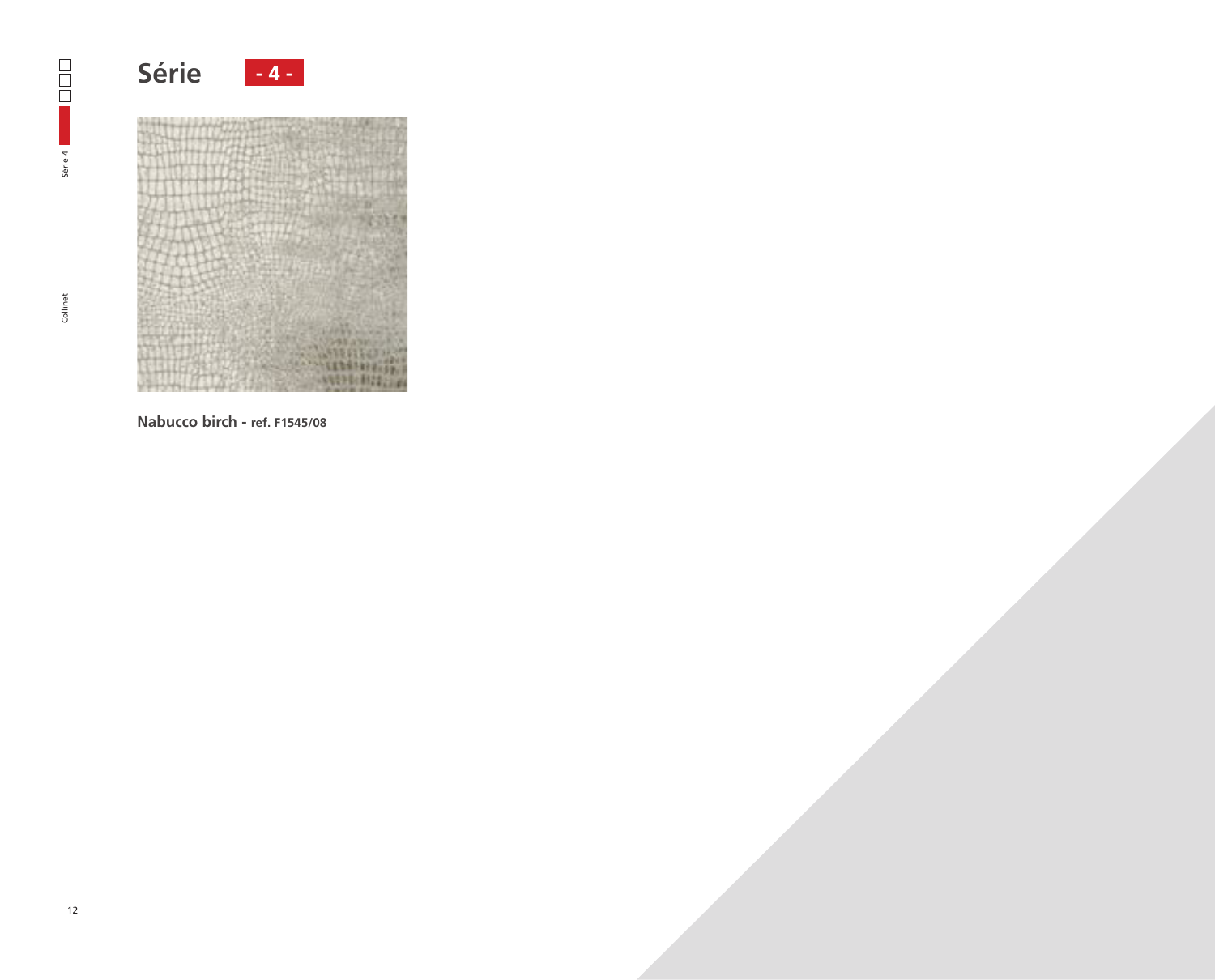# Série - 4 -

**Nabucco birch - ref. F1545/08**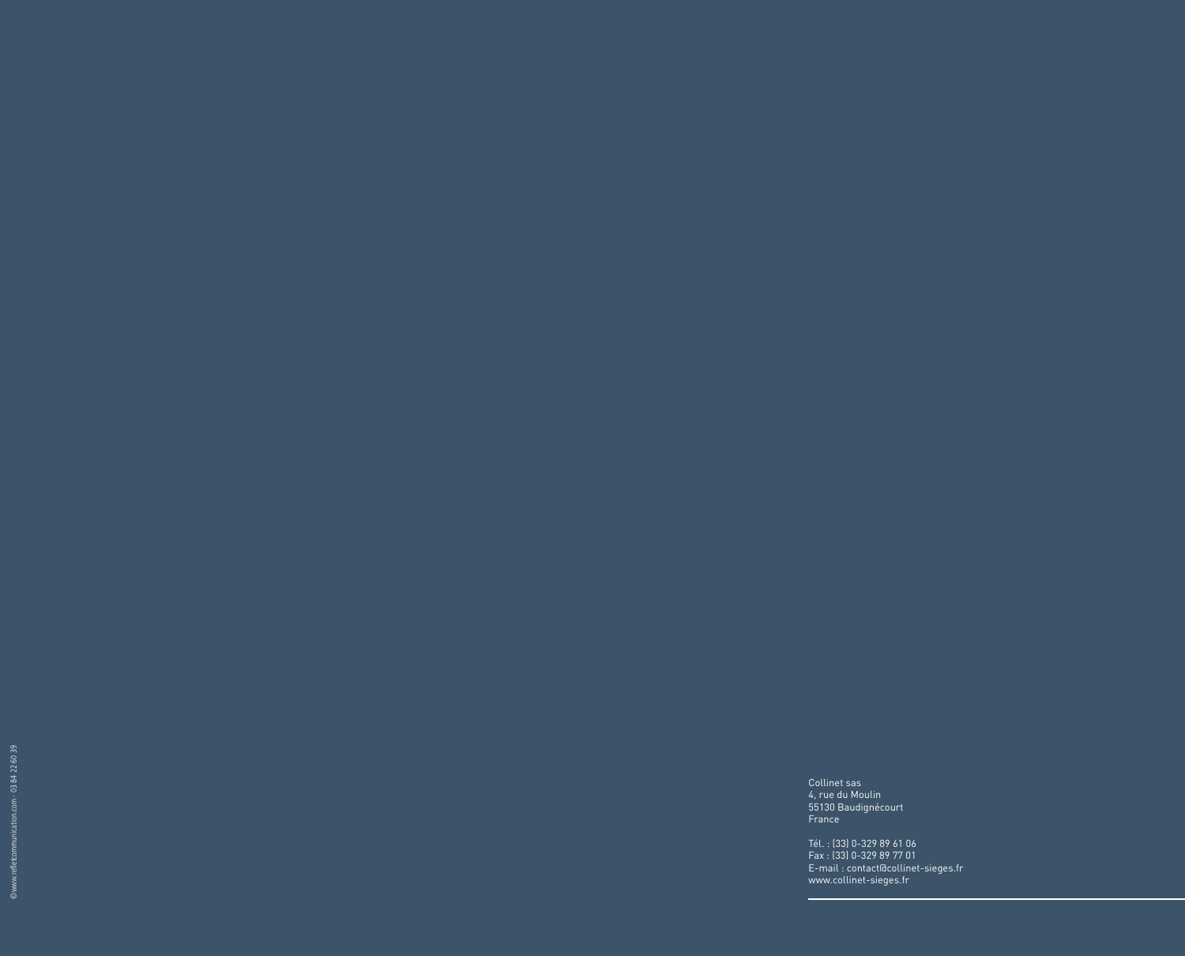Collinet sas
4, rue du Moulin
55130 Baudignécourt
France

Tél. : (33) 0-329 89 61 06
Fax : (33) 0-329 89 77 01
E-mail : contact@collinet-sieges.fr
www.collinet-sieges.fr

©www.refletcommunication.com - 03 84 22 60 39